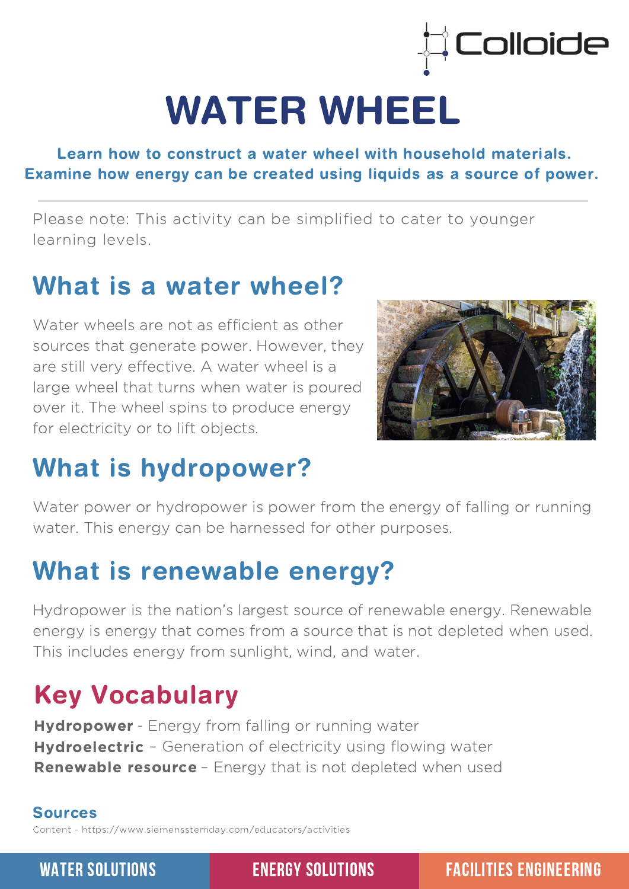# WATER WHEEL

**Learn how to construct a water wheel with household materials.**
**Examine how energy can be created using liquids as a source of power.**

---

Please note: This activity can be simplified to cater to younger learning levels.

## What is a water wheel?

Water wheels are not as efficient as other sources that generate power. However, they are still very effective. A water wheel is a large wheel that turns when water is poured over it. The wheel spins to produce energy for electricity or to lift objects.

## What is hydropower?

Water power or hydropower is power from the energy of falling or running water. This energy can be harnessed for other purposes.

## What is renewable energy?

Hydropower is the nation's largest source of renewable energy. Renewable energy is energy that comes from a source that is not depleted when used. This includes energy from sunlight, wind, and water.

## Key Vocabulary

**Hydropower** - Energy from falling or running water
**Hydroelectric** – Generation of electricity using flowing water
**Renewable resource** – Energy that is not depleted when used

### Sources

Content - https://www.siemensstemday.com/educators/activities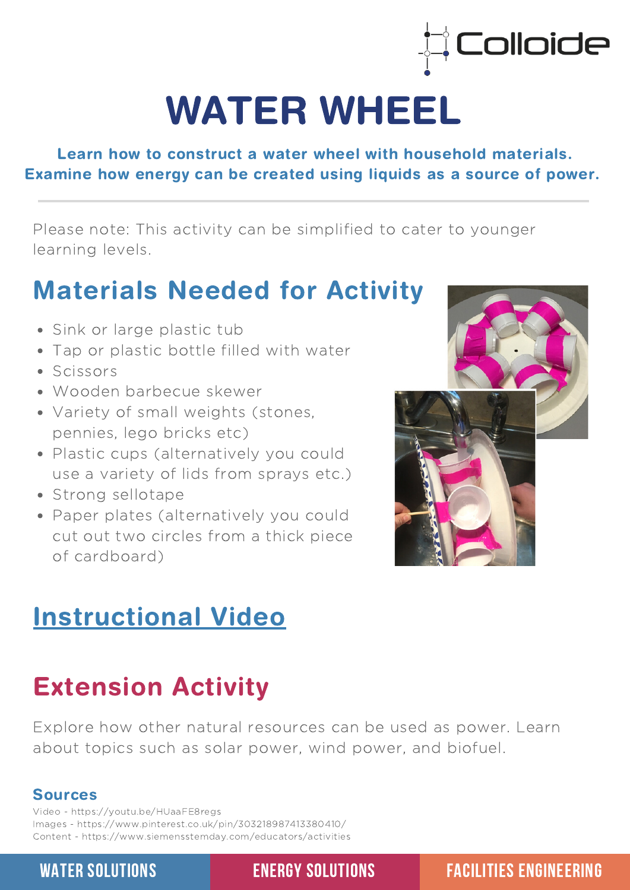Colloide

# WATER WHEEL

**Learn how to construct a water wheel with household materials. Examine how energy can be created using liquids as a source of power.**

Please note: This activity can be simplified to cater to younger learning levels.

## Materials Needed for Activity

- Sink or large plastic tub
- Tap or plastic bottle filled with water
- Scissors
- Wooden barbecue skewer
- Variety of small weights (stones, pennies, lego bricks etc)
- Plastic cups (alternatively you could use a variety of lids from sprays etc.)
- Strong sellotape
- Paper plates (alternatively you could cut out two circles from a thick piece of cardboard)

## Instructional Video

## Extension Activity

Explore how other natural resources can be used as power. Learn about topics such as solar power, wind power, and biofuel.

### Sources

Video - https://youtu.be/HUaaFE8regs
Images - https://www.pinterest.co.uk/pin/303218987413380410/
Content - https://www.siemensstemday.com/educators/activities

WATER SOLUTIONS | ENERGY SOLUTIONS | FACILITIES ENGINEERING